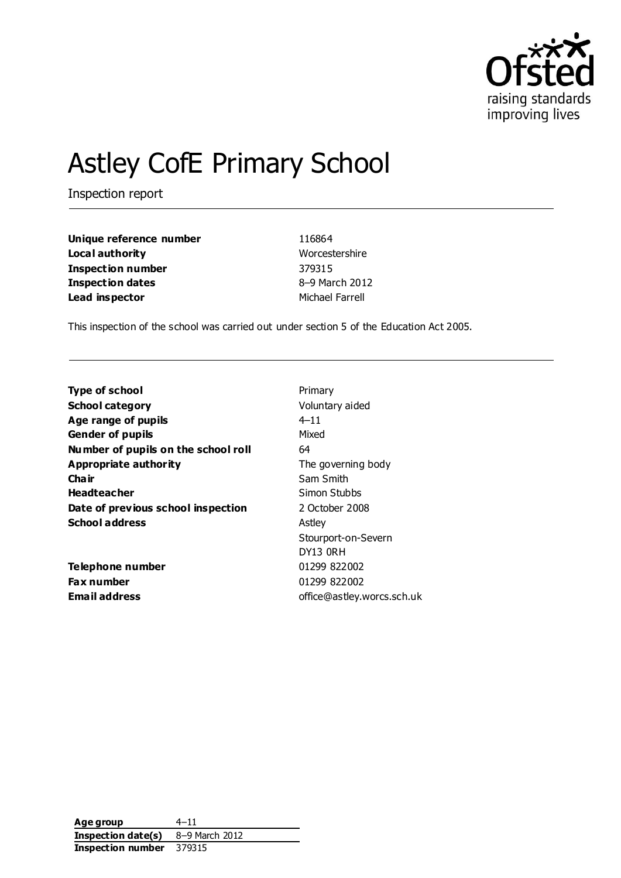# Astley CofE Primary School

Inspection report

| | |
|---|---|
| **Unique reference number** | 116864 |
| **Local authority** | Worcestershire |
| **Inspection number** | 379315 |
| **Inspection dates** | 8–9 March 2012 |
| **Lead inspector** | Michael Farrell |

This inspection of the school was carried out under section 5 of the Education Act 2005.

| | |
|---|---|
| **Type of school** | Primary |
| **School category** | Voluntary aided |
| **Age range of pupils** | 4–11 |
| **Gender of pupils** | Mixed |
| **Number of pupils on the school roll** | 64 |
| **Appropriate authority** | The governing body |
| **Chair** | Sam Smith |
| **Headteacher** | Simon Stubbs |
| **Date of previous school inspection** | 2 October 2008 |
| **School address** | Astley<br>Stourport-on-Severn<br>DY13 0RH |
| **Telephone number** | 01299 822002 |
| **Fax number** | 01299 822002 |
| **Email address** | office@astley.worcs.sch.uk |

| | |
|---|---|
| **Age group** | 4–11 |
| **Inspection date(s)** | 8–9 March 2012 |
| **Inspection number** | 379315 |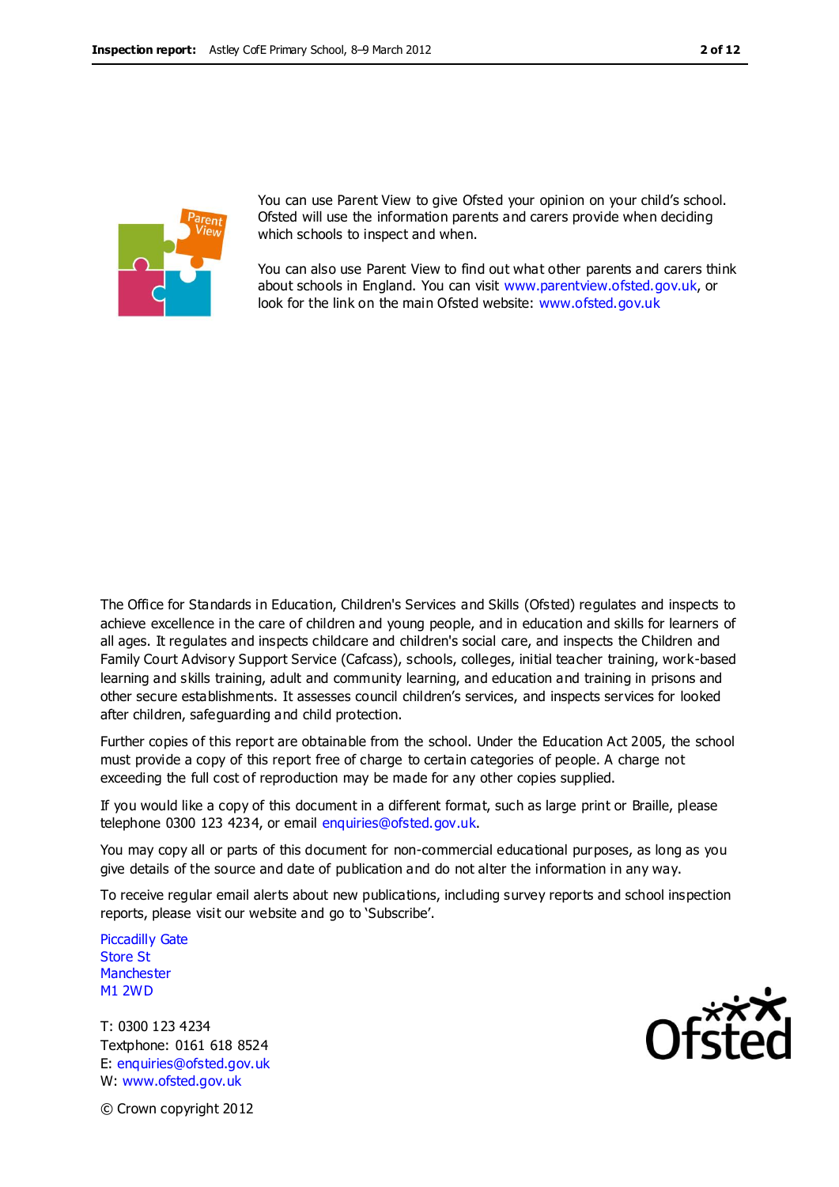You can use Parent View to give Ofsted your opinion on your child's school. Ofsted will use the information parents and carers provide when deciding which schools to inspect and when.

You can also use Parent View to find out what other parents and carers think about schools in England. You can visit www.parentview.ofsted.gov.uk, or look for the link on the main Ofsted website: www.ofsted.gov.uk

The Office for Standards in Education, Children's Services and Skills (Ofsted) regulates and inspects to achieve excellence in the care of children and young people, and in education and skills for learners of all ages. It regulates and inspects childcare and children's social care, and inspects the Children and Family Court Advisory Support Service (Cafcass), schools, colleges, initial teacher training, work-based learning and skills training, adult and community learning, and education and training in prisons and other secure establishments. It assesses council children's services, and inspects services for looked after children, safeguarding and child protection.

Further copies of this report are obtainable from the school. Under the Education Act 2005, the school must provide a copy of this report free of charge to certain categories of people. A charge not exceeding the full cost of reproduction may be made for any other copies supplied.

If you would like a copy of this document in a different format, such as large print or Braille, please telephone 0300 123 4234, or email enquiries@ofsted.gov.uk.

You may copy all or parts of this document for non-commercial educational purposes, as long as you give details of the source and date of publication and do not alter the information in any way.

To receive regular email alerts about new publications, including survey reports and school inspection reports, please visit our website and go to 'Subscribe'.

Piccadilly Gate
Store St
Manchester
M1 2WD

T: 0300 123 4234
Textphone: 0161 618 8524
E: enquiries@ofsted.gov.uk
W: www.ofsted.gov.uk

© Crown copyright 2012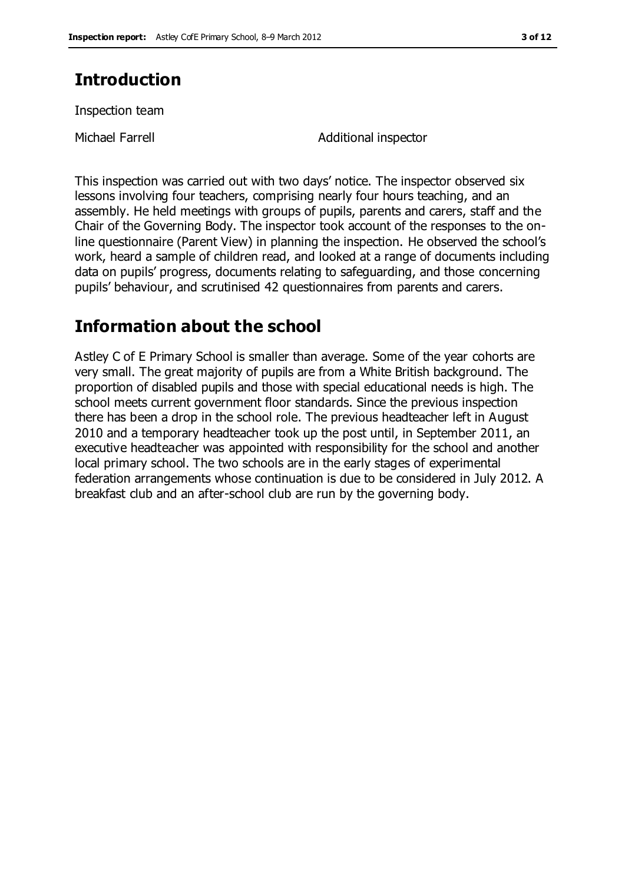## Introduction

Inspection team

| | |
|---|---|
| Michael Farrell | Additional inspector |

This inspection was carried out with two days' notice. The inspector observed six lessons involving four teachers, comprising nearly four hours teaching, and an assembly. He held meetings with groups of pupils, parents and carers, staff and the Chair of the Governing Body. The inspector took account of the responses to the on-line questionnaire (Parent View) in planning the inspection. He observed the school's work, heard a sample of children read, and looked at a range of documents including data on pupils' progress, documents relating to safeguarding, and those concerning pupils' behaviour, and scrutinised 42 questionnaires from parents and carers.

## Information about the school

Astley C of E Primary School is smaller than average. Some of the year cohorts are very small. The great majority of pupils are from a White British background. The proportion of disabled pupils and those with special educational needs is high. The school meets current government floor standards. Since the previous inspection there has been a drop in the school role. The previous headteacher left in August 2010 and a temporary headteacher took up the post until, in September 2011, an executive headteacher was appointed with responsibility for the school and another local primary school. The two schools are in the early stages of experimental federation arrangements whose continuation is due to be considered in July 2012. A breakfast club and an after-school club are run by the governing body.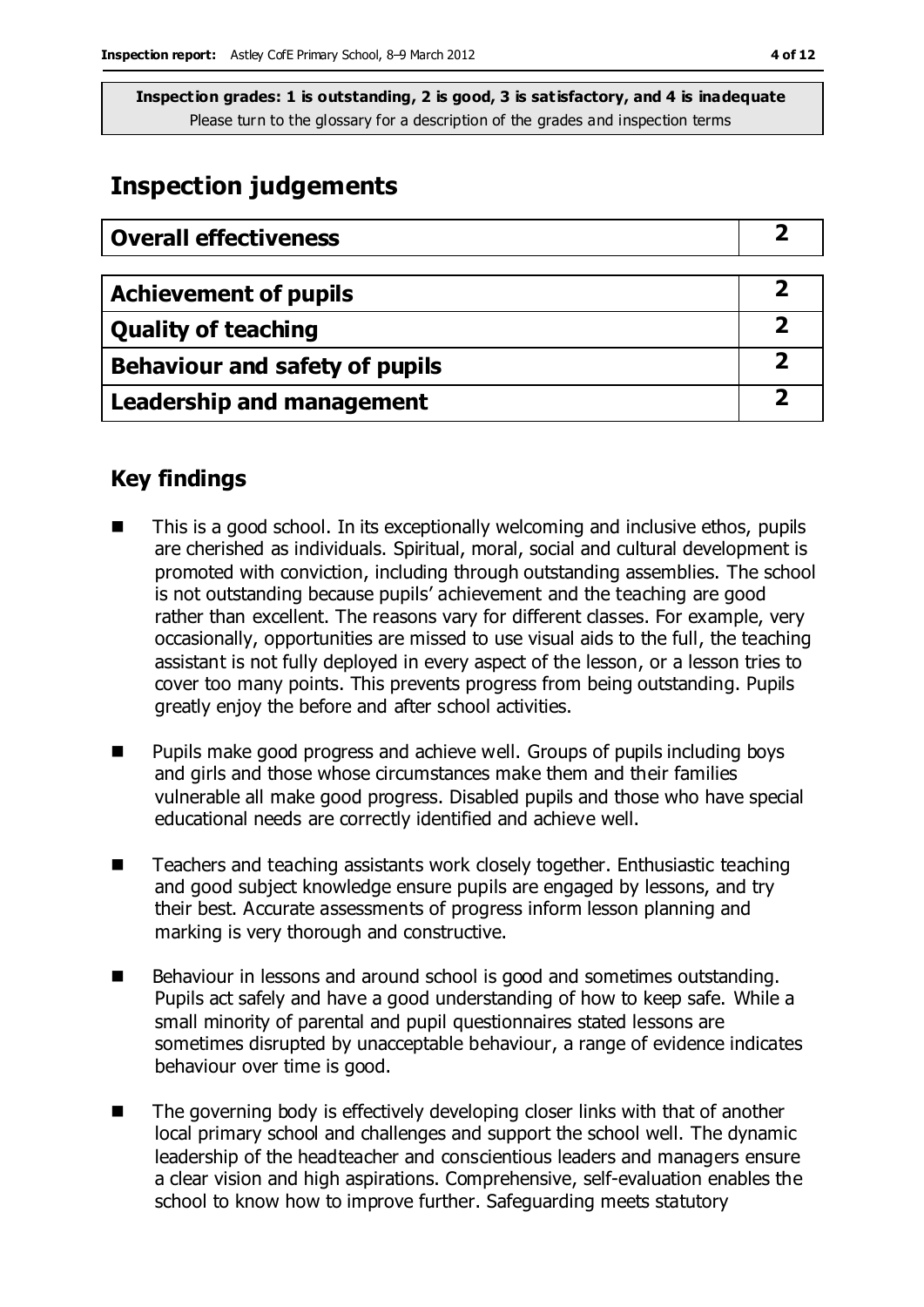**Inspection grades: 1 is outstanding, 2 is good, 3 is satisfactory, and 4 is inadequate**
Please turn to the glossary for a description of the grades and inspection terms

## Inspection judgements

| Overall effectiveness | 2 |
|---|---|

| Achievement of pupils | 2 |
|---|---|
| Quality of teaching | 2 |
| Behaviour and safety of pupils | 2 |
| Leadership and management | 2 |

### Key findings

- This is a good school. In its exceptionally welcoming and inclusive ethos, pupils are cherished as individuals. Spiritual, moral, social and cultural development is promoted with conviction, including through outstanding assemblies. The school is not outstanding because pupils' achievement and the teaching are good rather than excellent. The reasons vary for different classes. For example, very occasionally, opportunities are missed to use visual aids to the full, the teaching assistant is not fully deployed in every aspect of the lesson, or a lesson tries to cover too many points. This prevents progress from being outstanding. Pupils greatly enjoy the before and after school activities.
- Pupils make good progress and achieve well. Groups of pupils including boys and girls and those whose circumstances make them and their families vulnerable all make good progress. Disabled pupils and those who have special educational needs are correctly identified and achieve well.
- Teachers and teaching assistants work closely together. Enthusiastic teaching and good subject knowledge ensure pupils are engaged by lessons, and try their best. Accurate assessments of progress inform lesson planning and marking is very thorough and constructive.
- Behaviour in lessons and around school is good and sometimes outstanding. Pupils act safely and have a good understanding of how to keep safe. While a small minority of parental and pupil questionnaires stated lessons are sometimes disrupted by unacceptable behaviour, a range of evidence indicates behaviour over time is good.
- The governing body is effectively developing closer links with that of another local primary school and challenges and support the school well. The dynamic leadership of the headteacher and conscientious leaders and managers ensure a clear vision and high aspirations. Comprehensive, self-evaluation enables the school to know how to improve further. Safeguarding meets statutory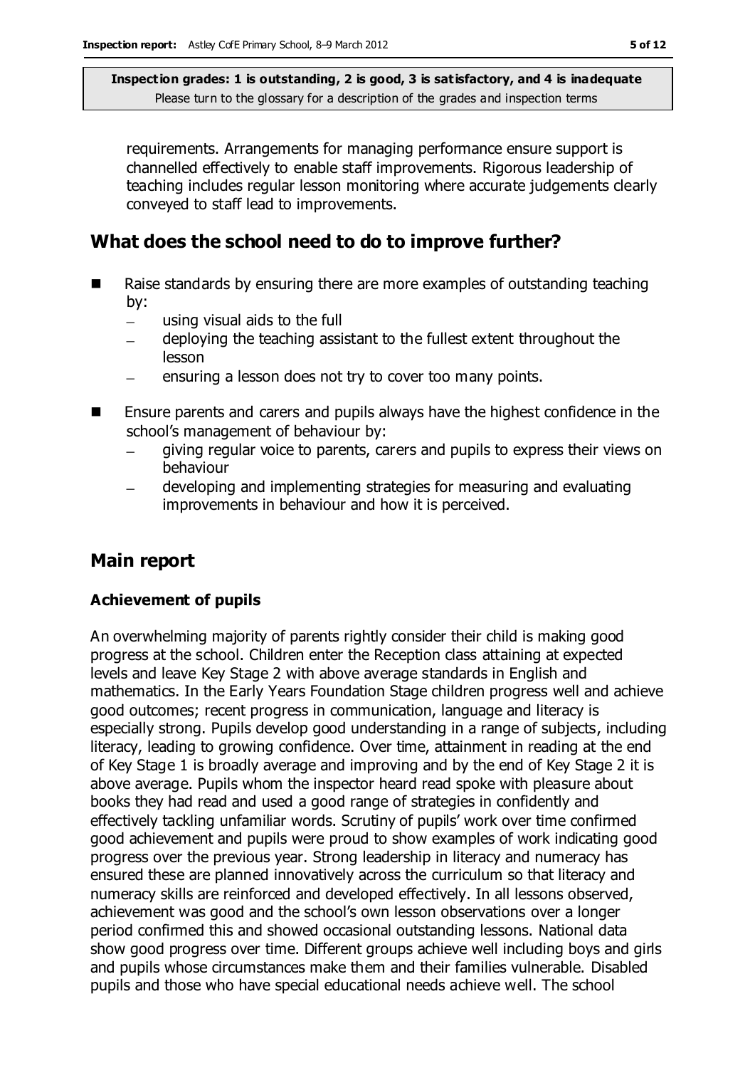requirements. Arrangements for managing performance ensure support is channelled effectively to enable staff improvements. Rigorous leadership of teaching includes regular lesson monitoring where accurate judgements clearly conveyed to staff lead to improvements.

## What does the school need to do to improve further?

- Raise standards by ensuring there are more examples of outstanding teaching by:
  - using visual aids to the full
  - deploying the teaching assistant to the fullest extent throughout the lesson
  - ensuring a lesson does not try to cover too many points.
- Ensure parents and carers and pupils always have the highest confidence in the school's management of behaviour by:
  - giving regular voice to parents, carers and pupils to express their views on behaviour
  - developing and implementing strategies for measuring and evaluating improvements in behaviour and how it is perceived.

## Main report

### Achievement of pupils

An overwhelming majority of parents rightly consider their child is making good progress at the school. Children enter the Reception class attaining at expected levels and leave Key Stage 2 with above average standards in English and mathematics. In the Early Years Foundation Stage children progress well and achieve good outcomes; recent progress in communication, language and literacy is especially strong. Pupils develop good understanding in a range of subjects, including literacy, leading to growing confidence. Over time, attainment in reading at the end of Key Stage 1 is broadly average and improving and by the end of Key Stage 2 it is above average. Pupils whom the inspector heard read spoke with pleasure about books they had read and used a good range of strategies in confidently and effectively tackling unfamiliar words. Scrutiny of pupils' work over time confirmed good achievement and pupils were proud to show examples of work indicating good progress over the previous year. Strong leadership in literacy and numeracy has ensured these are planned innovatively across the curriculum so that literacy and numeracy skills are reinforced and developed effectively. In all lessons observed, achievement was good and the school's own lesson observations over a longer period confirmed this and showed occasional outstanding lessons. National data show good progress over time. Different groups achieve well including boys and girls and pupils whose circumstances make them and their families vulnerable. Disabled pupils and those who have special educational needs achieve well. The school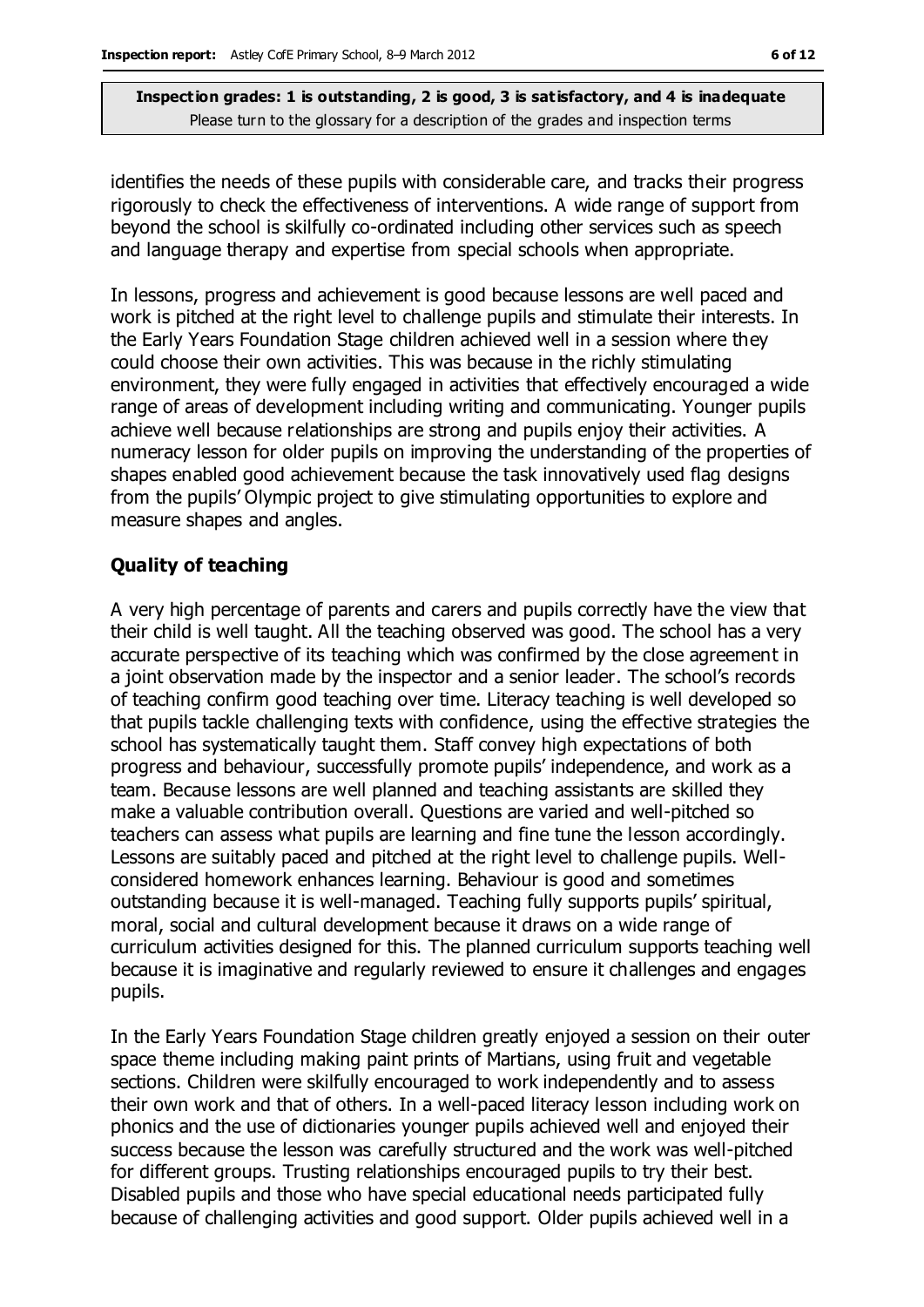identifies the needs of these pupils with considerable care, and tracks their progress rigorously to check the effectiveness of interventions. A wide range of support from beyond the school is skilfully co-ordinated including other services such as speech and language therapy and expertise from special schools when appropriate.

In lessons, progress and achievement is good because lessons are well paced and work is pitched at the right level to challenge pupils and stimulate their interests. In the Early Years Foundation Stage children achieved well in a session where they could choose their own activities. This was because in the richly stimulating environment, they were fully engaged in activities that effectively encouraged a wide range of areas of development including writing and communicating. Younger pupils achieve well because relationships are strong and pupils enjoy their activities. A numeracy lesson for older pupils on improving the understanding of the properties of shapes enabled good achievement because the task innovatively used flag designs from the pupils' Olympic project to give stimulating opportunities to explore and measure shapes and angles.

### Quality of teaching

A very high percentage of parents and carers and pupils correctly have the view that their child is well taught. All the teaching observed was good. The school has a very accurate perspective of its teaching which was confirmed by the close agreement in a joint observation made by the inspector and a senior leader. The school's records of teaching confirm good teaching over time. Literacy teaching is well developed so that pupils tackle challenging texts with confidence, using the effective strategies the school has systematically taught them. Staff convey high expectations of both progress and behaviour, successfully promote pupils' independence, and work as a team. Because lessons are well planned and teaching assistants are skilled they make a valuable contribution overall. Questions are varied and well-pitched so teachers can assess what pupils are learning and fine tune the lesson accordingly. Lessons are suitably paced and pitched at the right level to challenge pupils. Well-considered homework enhances learning. Behaviour is good and sometimes outstanding because it is well-managed. Teaching fully supports pupils' spiritual, moral, social and cultural development because it draws on a wide range of curriculum activities designed for this. The planned curriculum supports teaching well because it is imaginative and regularly reviewed to ensure it challenges and engages pupils.

In the Early Years Foundation Stage children greatly enjoyed a session on their outer space theme including making paint prints of Martians, using fruit and vegetable sections. Children were skilfully encouraged to work independently and to assess their own work and that of others. In a well-paced literacy lesson including work on phonics and the use of dictionaries younger pupils achieved well and enjoyed their success because the lesson was carefully structured and the work was well-pitched for different groups. Trusting relationships encouraged pupils to try their best. Disabled pupils and those who have special educational needs participated fully because of challenging activities and good support. Older pupils achieved well in a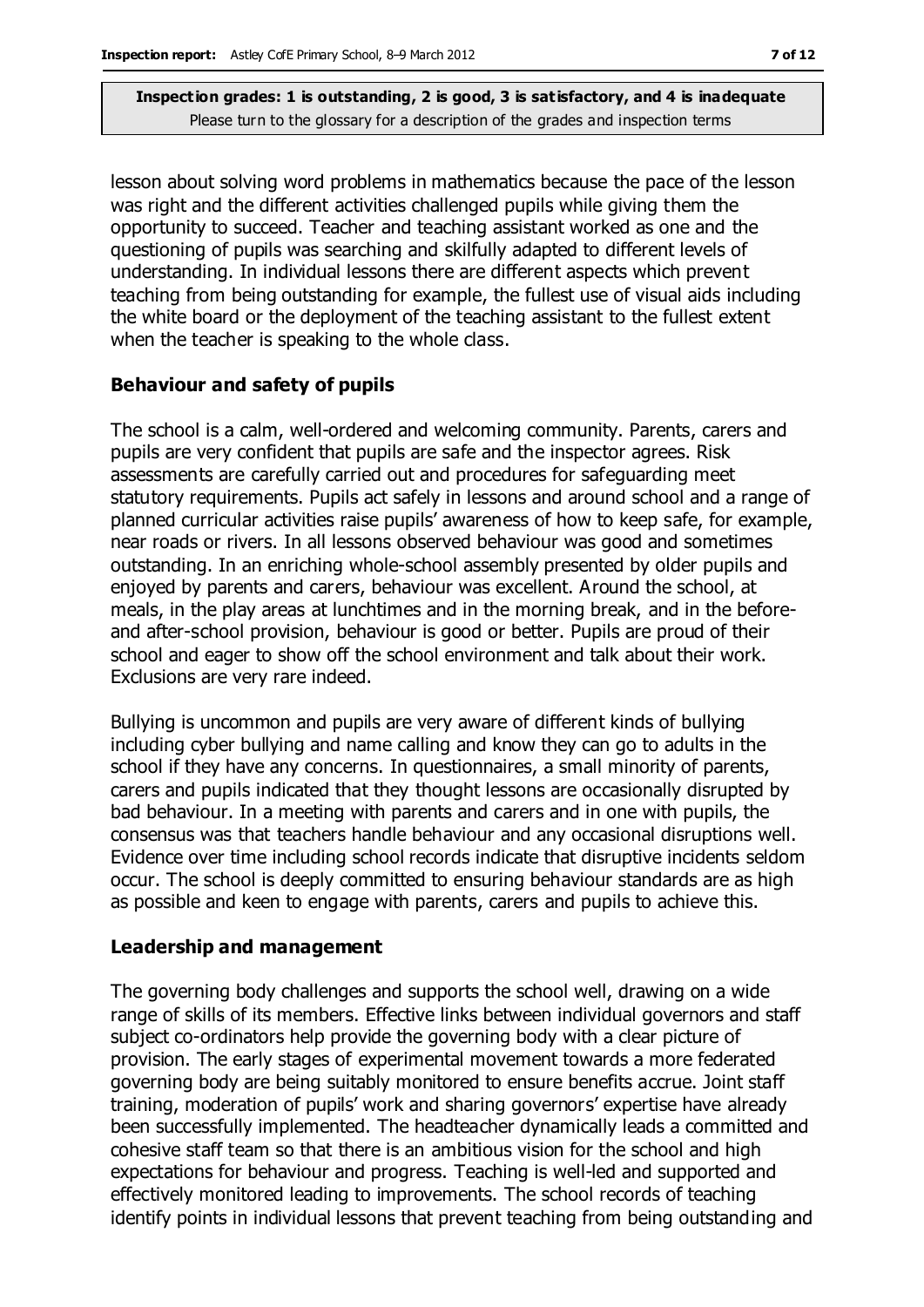lesson about solving word problems in mathematics because the pace of the lesson was right and the different activities challenged pupils while giving them the opportunity to succeed. Teacher and teaching assistant worked as one and the questioning of pupils was searching and skilfully adapted to different levels of understanding. In individual lessons there are different aspects which prevent teaching from being outstanding for example, the fullest use of visual aids including the white board or the deployment of the teaching assistant to the fullest extent when the teacher is speaking to the whole class.

### Behaviour and safety of pupils

The school is a calm, well-ordered and welcoming community. Parents, carers and pupils are very confident that pupils are safe and the inspector agrees. Risk assessments are carefully carried out and procedures for safeguarding meet statutory requirements. Pupils act safely in lessons and around school and a range of planned curricular activities raise pupils' awareness of how to keep safe, for example, near roads or rivers. In all lessons observed behaviour was good and sometimes outstanding. In an enriching whole-school assembly presented by older pupils and enjoyed by parents and carers, behaviour was excellent. Around the school, at meals, in the play areas at lunchtimes and in the morning break, and in the before- and after-school provision, behaviour is good or better. Pupils are proud of their school and eager to show off the school environment and talk about their work. Exclusions are very rare indeed.

Bullying is uncommon and pupils are very aware of different kinds of bullying including cyber bullying and name calling and know they can go to adults in the school if they have any concerns. In questionnaires, a small minority of parents, carers and pupils indicated that they thought lessons are occasionally disrupted by bad behaviour. In a meeting with parents and carers and in one with pupils, the consensus was that teachers handle behaviour and any occasional disruptions well. Evidence over time including school records indicate that disruptive incidents seldom occur. The school is deeply committed to ensuring behaviour standards are as high as possible and keen to engage with parents, carers and pupils to achieve this.

### Leadership and management

The governing body challenges and supports the school well, drawing on a wide range of skills of its members. Effective links between individual governors and staff subject co-ordinators help provide the governing body with a clear picture of provision. The early stages of experimental movement towards a more federated governing body are being suitably monitored to ensure benefits accrue. Joint staff training, moderation of pupils' work and sharing governors' expertise have already been successfully implemented. The headteacher dynamically leads a committed and cohesive staff team so that there is an ambitious vision for the school and high expectations for behaviour and progress. Teaching is well-led and supported and effectively monitored leading to improvements. The school records of teaching identify points in individual lessons that prevent teaching from being outstanding and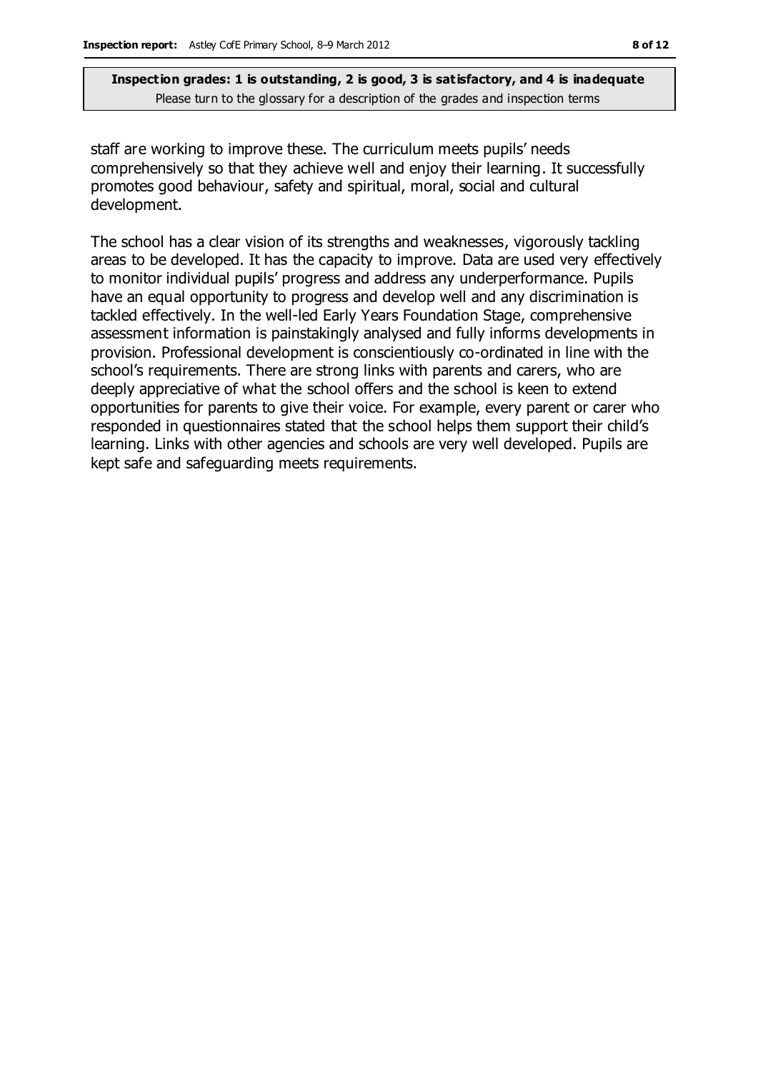staff are working to improve these. The curriculum meets pupils' needs comprehensively so that they achieve well and enjoy their learning. It successfully promotes good behaviour, safety and spiritual, moral, social and cultural development.

The school has a clear vision of its strengths and weaknesses, vigorously tackling areas to be developed. It has the capacity to improve. Data are used very effectively to monitor individual pupils' progress and address any underperformance. Pupils have an equal opportunity to progress and develop well and any discrimination is tackled effectively. In the well-led Early Years Foundation Stage, comprehensive assessment information is painstakingly analysed and fully informs developments in provision. Professional development is conscientiously co-ordinated in line with the school's requirements. There are strong links with parents and carers, who are deeply appreciative of what the school offers and the school is keen to extend opportunities for parents to give their voice. For example, every parent or carer who responded in questionnaires stated that the school helps them support their child's learning. Links with other agencies and schools are very well developed. Pupils are kept safe and safeguarding meets requirements.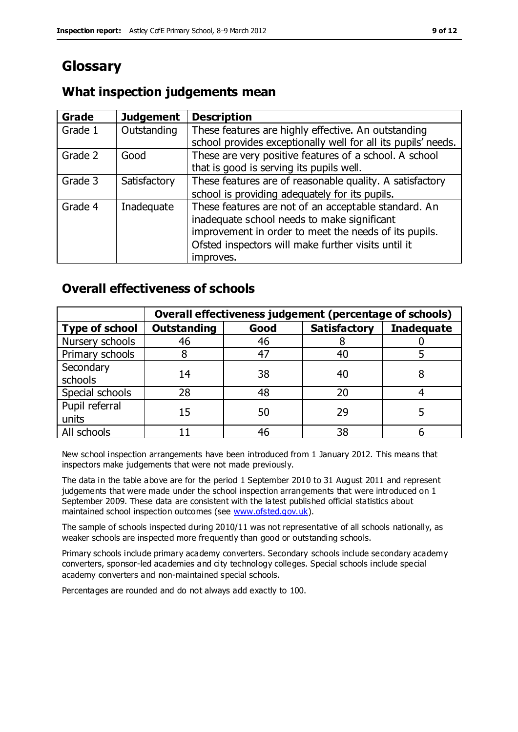# Glossary

## What inspection judgements mean

| Grade | Judgement | Description |
|---|---|---|
| Grade 1 | Outstanding | These features are highly effective. An outstanding school provides exceptionally well for all its pupils' needs. |
| Grade 2 | Good | These are very positive features of a school. A school that is good is serving its pupils well. |
| Grade 3 | Satisfactory | These features are of reasonable quality. A satisfactory school is providing adequately for its pupils. |
| Grade 4 | Inadequate | These features are not of an acceptable standard. An inadequate school needs to make significant improvement in order to meet the needs of its pupils. Ofsted inspectors will make further visits until it improves. |

## Overall effectiveness of schools

| | Overall effectiveness judgement (percentage of schools) | | | |
|---|---|---|---|---|
| **Type of school** | **Outstanding** | **Good** | **Satisfactory** | **Inadequate** |
| Nursery schools | 46 | 46 | 8 | 0 |
| Primary schools | 8 | 47 | 40 | 5 |
| Secondary schools | 14 | 38 | 40 | 8 |
| Special schools | 28 | 48 | 20 | 4 |
| Pupil referral units | 15 | 50 | 29 | 5 |
| All schools | 11 | 46 | 38 | 6 |

New school inspection arrangements have been introduced from 1 January 2012. This means that inspectors make judgements that were not made previously.

The data in the table above are for the period 1 September 2010 to 31 August 2011 and represent judgements that were made under the school inspection arrangements that were introduced on 1 September 2009. These data are consistent with the latest published official statistics about maintained school inspection outcomes (see www.ofsted.gov.uk).

The sample of schools inspected during 2010/11 was not representative of all schools nationally, as weaker schools are inspected more frequently than good or outstanding schools.

Primary schools include primary academy converters. Secondary schools include secondary academy converters, sponsor-led academies and city technology colleges. Special schools include special academy converters and non-maintained special schools.

Percentages are rounded and do not always add exactly to 100.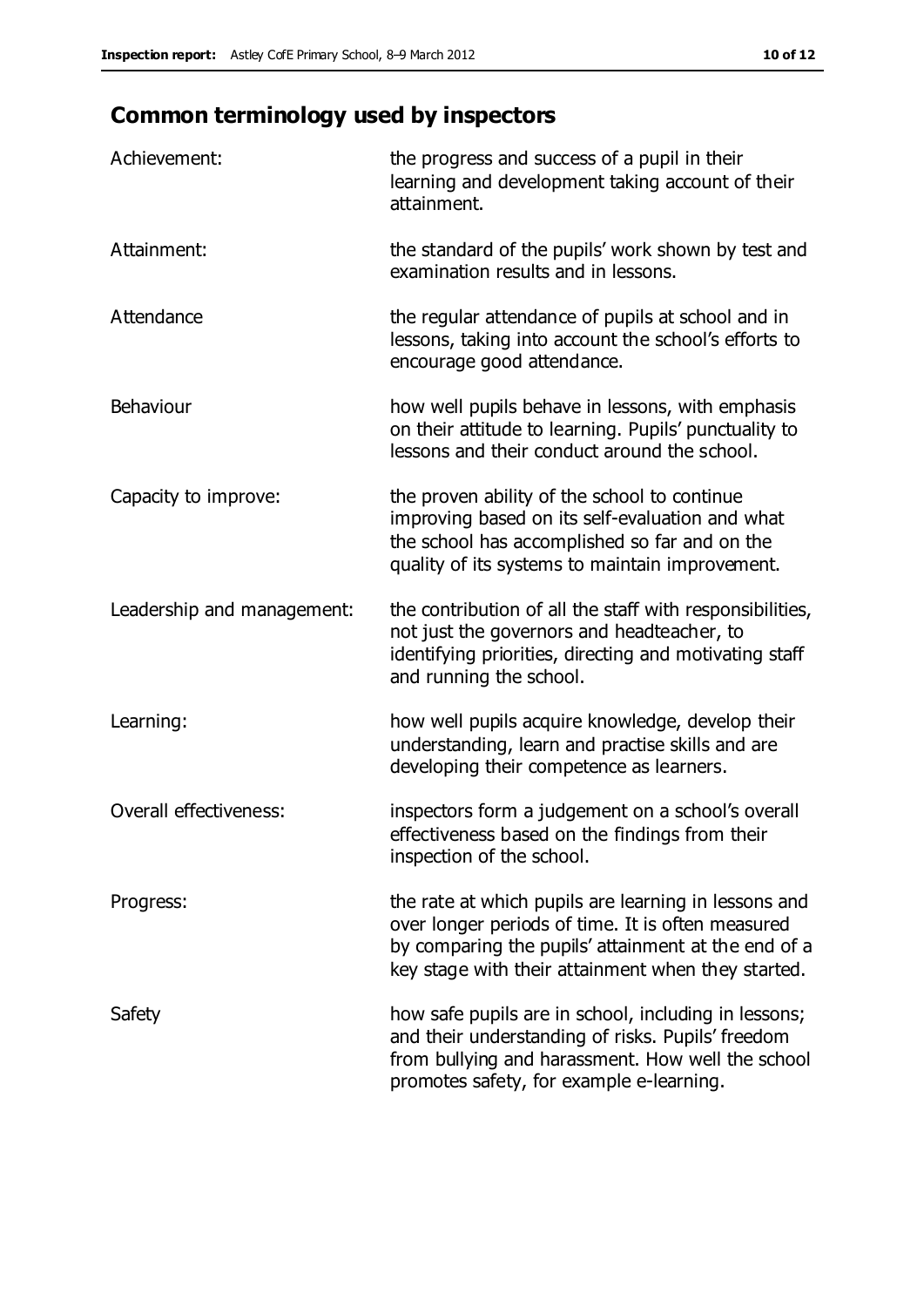## Common terminology used by inspectors

| | |
|---|---|
| Achievement: | the progress and success of a pupil in their learning and development taking account of their attainment. |
| Attainment: | the standard of the pupils' work shown by test and examination results and in lessons. |
| Attendance | the regular attendance of pupils at school and in lessons, taking into account the school's efforts to encourage good attendance. |
| Behaviour | how well pupils behave in lessons, with emphasis on their attitude to learning. Pupils' punctuality to lessons and their conduct around the school. |
| Capacity to improve: | the proven ability of the school to continue improving based on its self-evaluation and what the school has accomplished so far and on the quality of its systems to maintain improvement. |
| Leadership and management: | the contribution of all the staff with responsibilities, not just the governors and headteacher, to identifying priorities, directing and motivating staff and running the school. |
| Learning: | how well pupils acquire knowledge, develop their understanding, learn and practise skills and are developing their competence as learners. |
| Overall effectiveness: | inspectors form a judgement on a school's overall effectiveness based on the findings from their inspection of the school. |
| Progress: | the rate at which pupils are learning in lessons and over longer periods of time. It is often measured by comparing the pupils' attainment at the end of a key stage with their attainment when they started. |
| Safety | how safe pupils are in school, including in lessons; and their understanding of risks. Pupils' freedom from bullying and harassment. How well the school promotes safety, for example e-learning. |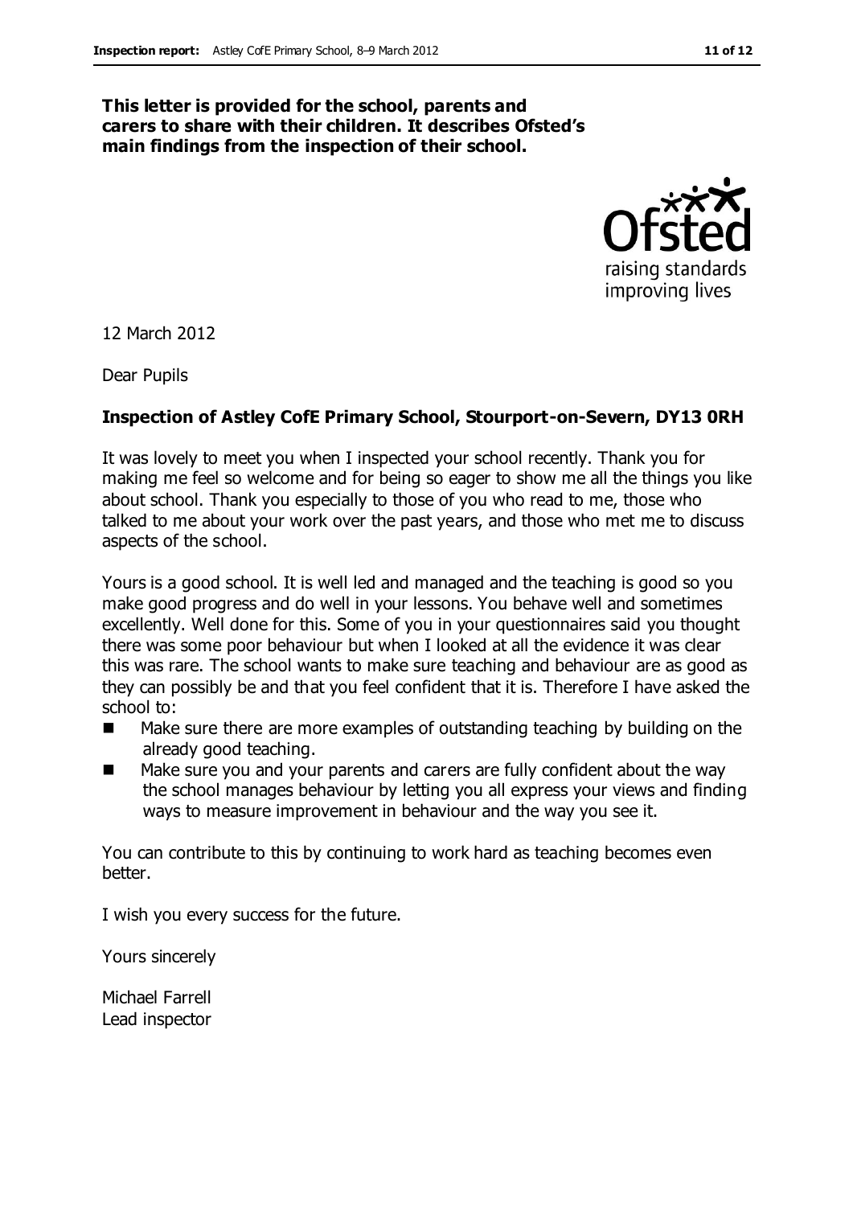**This letter is provided for the school, parents and carers to share with their children. It describes Ofsted's main findings from the inspection of their school.**

12 March 2012

Dear Pupils

**Inspection of Astley CofE Primary School, Stourport-on-Severn, DY13 0RH**

It was lovely to meet you when I inspected your school recently. Thank you for making me feel so welcome and for being so eager to show me all the things you like about school. Thank you especially to those of you who read to me, those who talked to me about your work over the past years, and those who met me to discuss aspects of the school.

Yours is a good school. It is well led and managed and the teaching is good so you make good progress and do well in your lessons. You behave well and sometimes excellently. Well done for this. Some of you in your questionnaires said you thought there was some poor behaviour but when I looked at all the evidence it was clear this was rare. The school wants to make sure teaching and behaviour are as good as they can possibly be and that you feel confident that it is. Therefore I have asked the school to:

- Make sure there are more examples of outstanding teaching by building on the already good teaching.
- Make sure you and your parents and carers are fully confident about the way the school manages behaviour by letting you all express your views and finding ways to measure improvement in behaviour and the way you see it.

You can contribute to this by continuing to work hard as teaching becomes even better.

I wish you every success for the future.

Yours sincerely

Michael Farrell
Lead inspector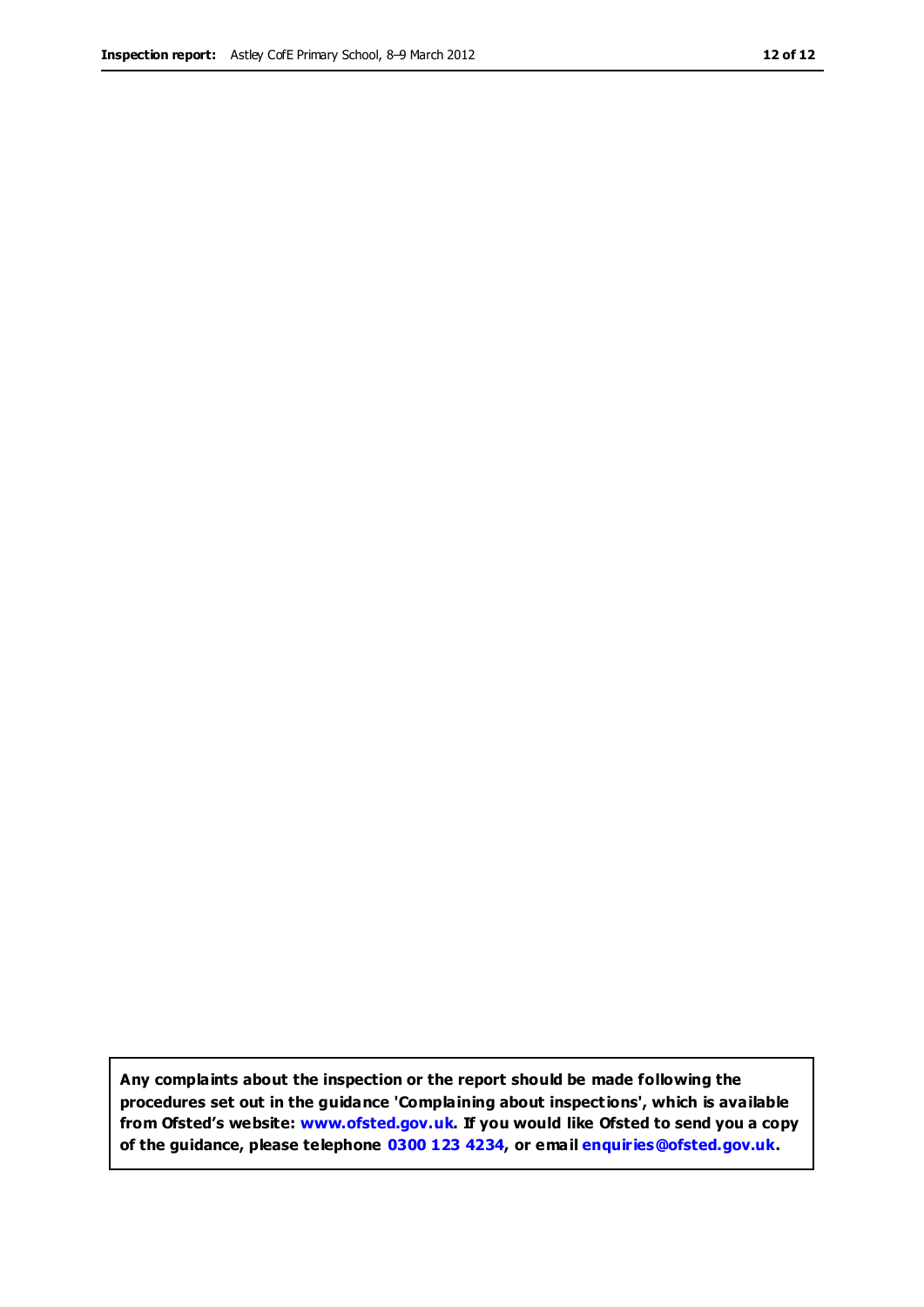**Any complaints about the inspection or the report should be made following the procedures set out in the guidance 'Complaining about inspections', which is available from Ofsted's website: www.ofsted.gov.uk. If you would like Ofsted to send you a copy of the guidance, please telephone 0300 123 4234, or email enquiries@ofsted.gov.uk.**